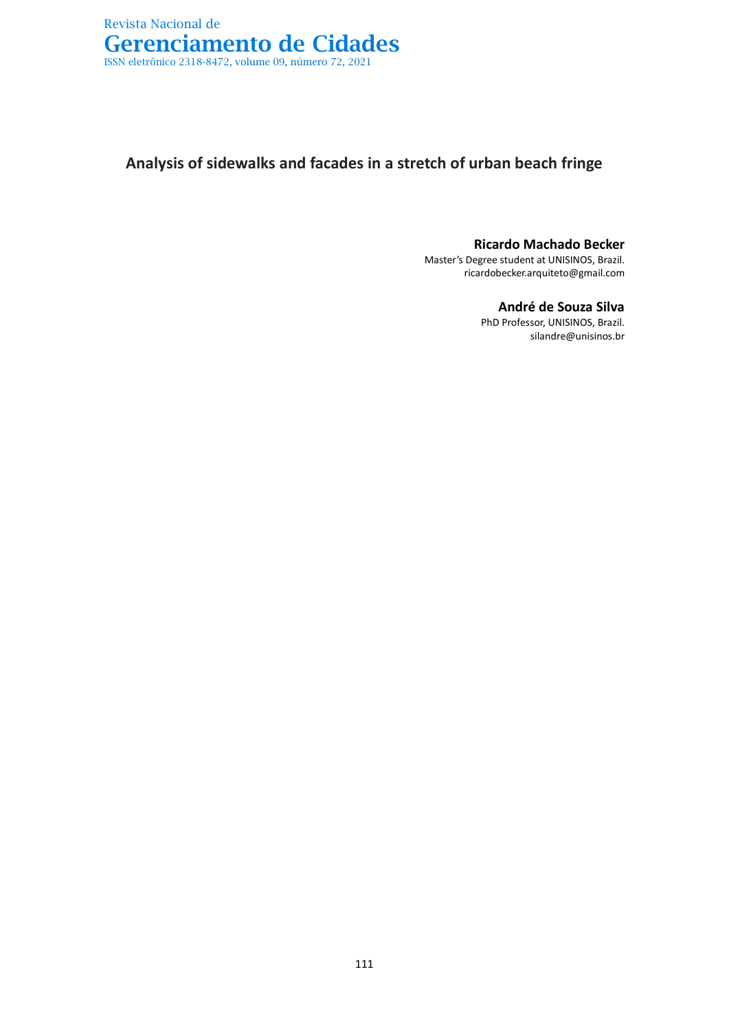# Analysis of sidewalks and facades in a stretch of urban beach fringe

**Ricardo Machado Becker**

Master's Degree student at UNISINOS, Brazil.
ricardobecker.arquiteto@gmail.com

**André de Souza Silva**

PhD Professor, UNISINOS, Brazil.
silandre@unisinos.br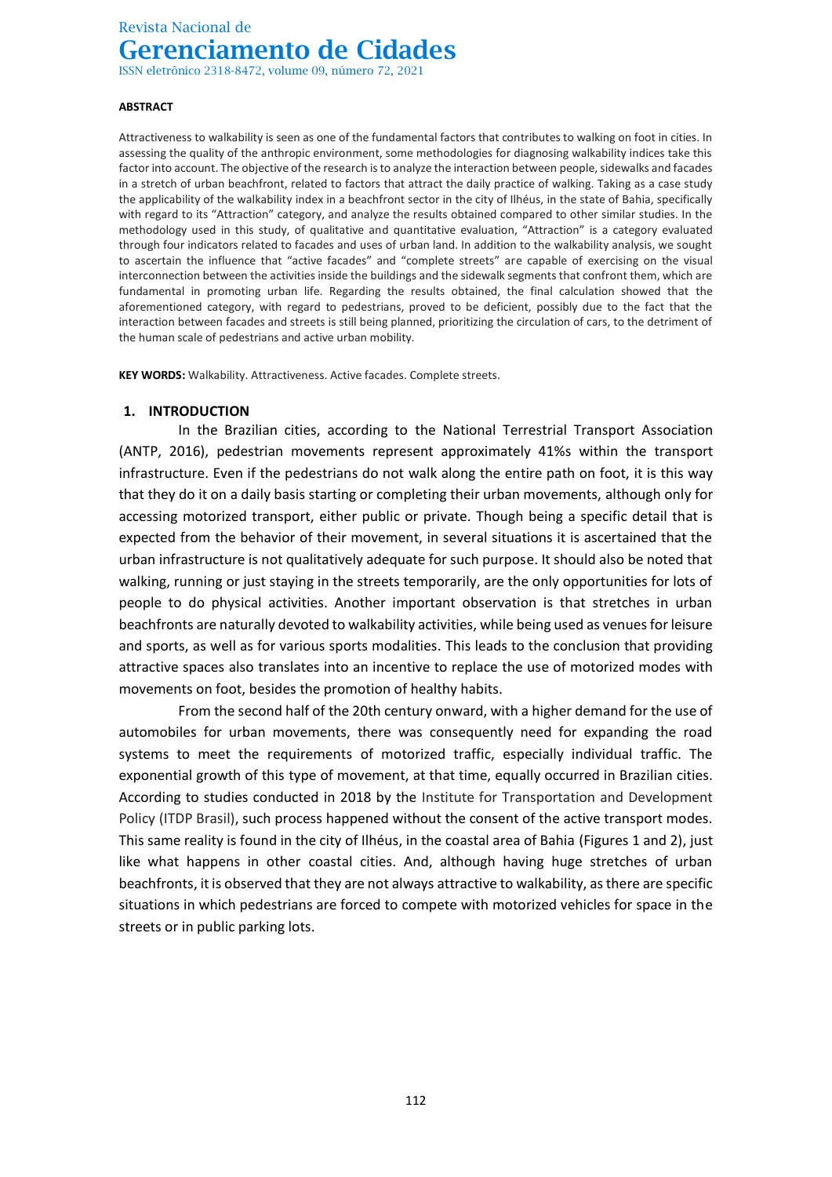**ABSTRACT**

Attractiveness to walkability is seen as one of the fundamental factors that contributes to walking on foot in cities. In assessing the quality of the anthropic environment, some methodologies for diagnosing walkability indices take this factor into account. The objective of the research is to analyze the interaction between people, sidewalks and facades in a stretch of urban beachfront, related to factors that attract the daily practice of walking. Taking as a case study the applicability of the walkability index in a beachfront sector in the city of Ilhéus, in the state of Bahia, specifically with regard to its "Attraction" category, and analyze the results obtained compared to other similar studies. In the methodology used in this study, of qualitative and quantitative evaluation, "Attraction" is a category evaluated through four indicators related to facades and uses of urban land. In addition to the walkability analysis, we sought to ascertain the influence that "active facades" and "complete streets" are capable of exercising on the visual interconnection between the activities inside the buildings and the sidewalk segments that confront them, which are fundamental in promoting urban life. Regarding the results obtained, the final calculation showed that the aforementioned category, with regard to pedestrians, proved to be deficient, possibly due to the fact that the interaction between facades and streets is still being planned, prioritizing the circulation of cars, to the detriment of the human scale of pedestrians and active urban mobility.

**KEY WORDS:** Walkability. Attractiveness. Active facades. Complete streets.

## 1. INTRODUCTION

In the Brazilian cities, according to the National Terrestrial Transport Association (ANTP, 2016), pedestrian movements represent approximately 41%s within the transport infrastructure. Even if the pedestrians do not walk along the entire path on foot, it is this way that they do it on a daily basis starting or completing their urban movements, although only for accessing motorized transport, either public or private. Though being a specific detail that is expected from the behavior of their movement, in several situations it is ascertained that the urban infrastructure is not qualitatively adequate for such purpose. It should also be noted that walking, running or just staying in the streets temporarily, are the only opportunities for lots of people to do physical activities. Another important observation is that stretches in urban beachfronts are naturally devoted to walkability activities, while being used as venues for leisure and sports, as well as for various sports modalities. This leads to the conclusion that providing attractive spaces also translates into an incentive to replace the use of motorized modes with movements on foot, besides the promotion of healthy habits.

From the second half of the 20th century onward, with a higher demand for the use of automobiles for urban movements, there was consequently need for expanding the road systems to meet the requirements of motorized traffic, especially individual traffic. The exponential growth of this type of movement, at that time, equally occurred in Brazilian cities. According to studies conducted in 2018 by the Institute for Transportation and Development Policy (ITDP Brasil), such process happened without the consent of the active transport modes. This same reality is found in the city of Ilhéus, in the coastal area of Bahia (Figures 1 and 2), just like what happens in other coastal cities. And, although having huge stretches of urban beachfronts, it is observed that they are not always attractive to walkability, as there are specific situations in which pedestrians are forced to compete with motorized vehicles for space in the streets or in public parking lots.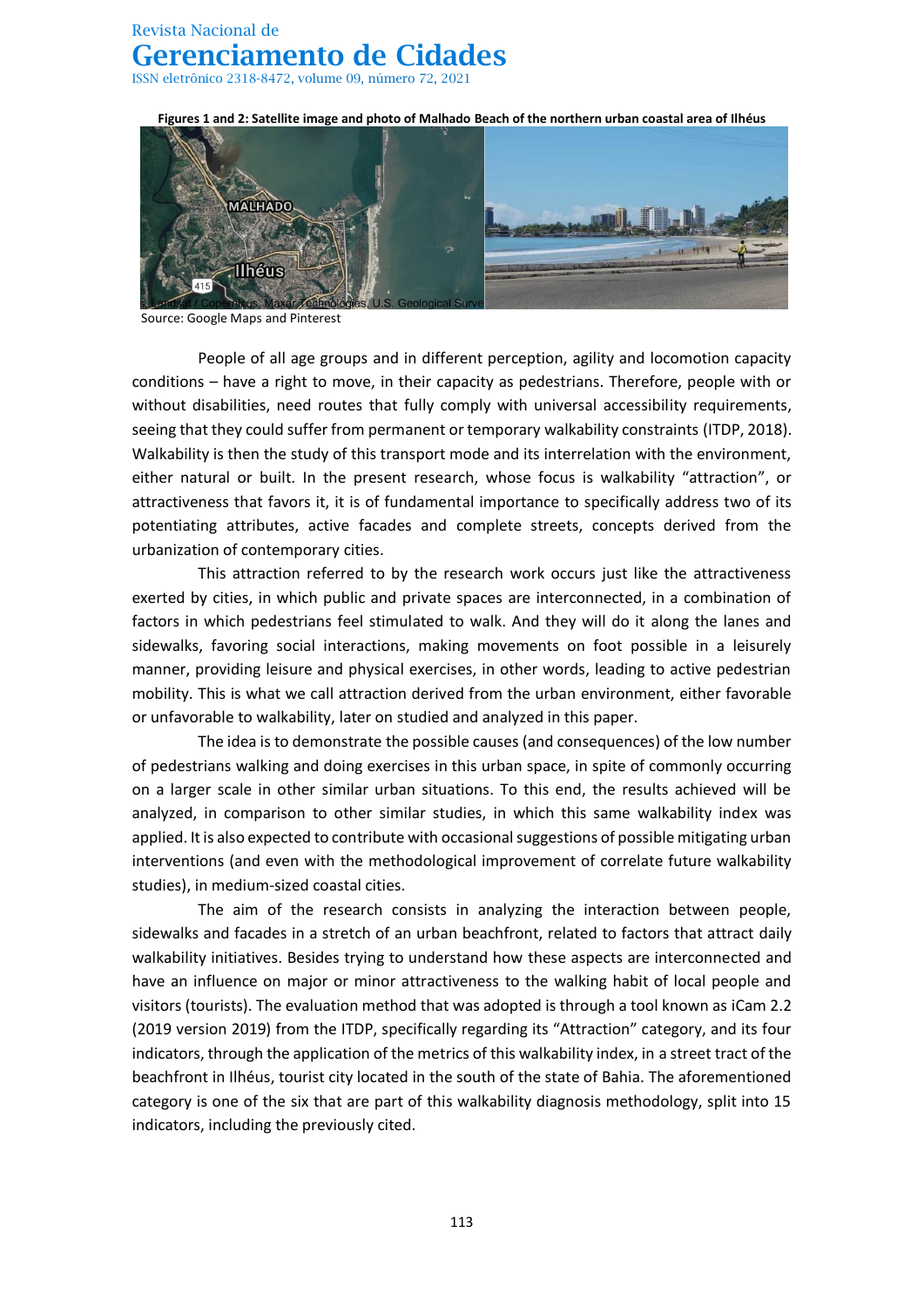**Figures 1 and 2: Satellite image and photo of Malhado Beach of the northern urban coastal area of Ilhéus**

Source: Google Maps and Pinterest

People of all age groups and in different perception, agility and locomotion capacity conditions – have a right to move, in their capacity as pedestrians. Therefore, people with or without disabilities, need routes that fully comply with universal accessibility requirements, seeing that they could suffer from permanent or temporary walkability constraints (ITDP, 2018). Walkability is then the study of this transport mode and its interrelation with the environment, either natural or built. In the present research, whose focus is walkability "attraction", or attractiveness that favors it, it is of fundamental importance to specifically address two of its potentiating attributes, active facades and complete streets, concepts derived from the urbanization of contemporary cities.

This attraction referred to by the research work occurs just like the attractiveness exerted by cities, in which public and private spaces are interconnected, in a combination of factors in which pedestrians feel stimulated to walk. And they will do it along the lanes and sidewalks, favoring social interactions, making movements on foot possible in a leisurely manner, providing leisure and physical exercises, in other words, leading to active pedestrian mobility. This is what we call attraction derived from the urban environment, either favorable or unfavorable to walkability, later on studied and analyzed in this paper.

The idea is to demonstrate the possible causes (and consequences) of the low number of pedestrians walking and doing exercises in this urban space, in spite of commonly occurring on a larger scale in other similar urban situations. To this end, the results achieved will be analyzed, in comparison to other similar studies, in which this same walkability index was applied. It is also expected to contribute with occasional suggestions of possible mitigating urban interventions (and even with the methodological improvement of correlate future walkability studies), in medium-sized coastal cities.

The aim of the research consists in analyzing the interaction between people, sidewalks and facades in a stretch of an urban beachfront, related to factors that attract daily walkability initiatives. Besides trying to understand how these aspects are interconnected and have an influence on major or minor attractiveness to the walking habit of local people and visitors (tourists). The evaluation method that was adopted is through a tool known as iCam 2.2 (2019 version 2019) from the ITDP, specifically regarding its "Attraction" category, and its four indicators, through the application of the metrics of this walkability index, in a street tract of the beachfront in Ilhéus, tourist city located in the south of the state of Bahia. The aforementioned category is one of the six that are part of this walkability diagnosis methodology, split into 15 indicators, including the previously cited.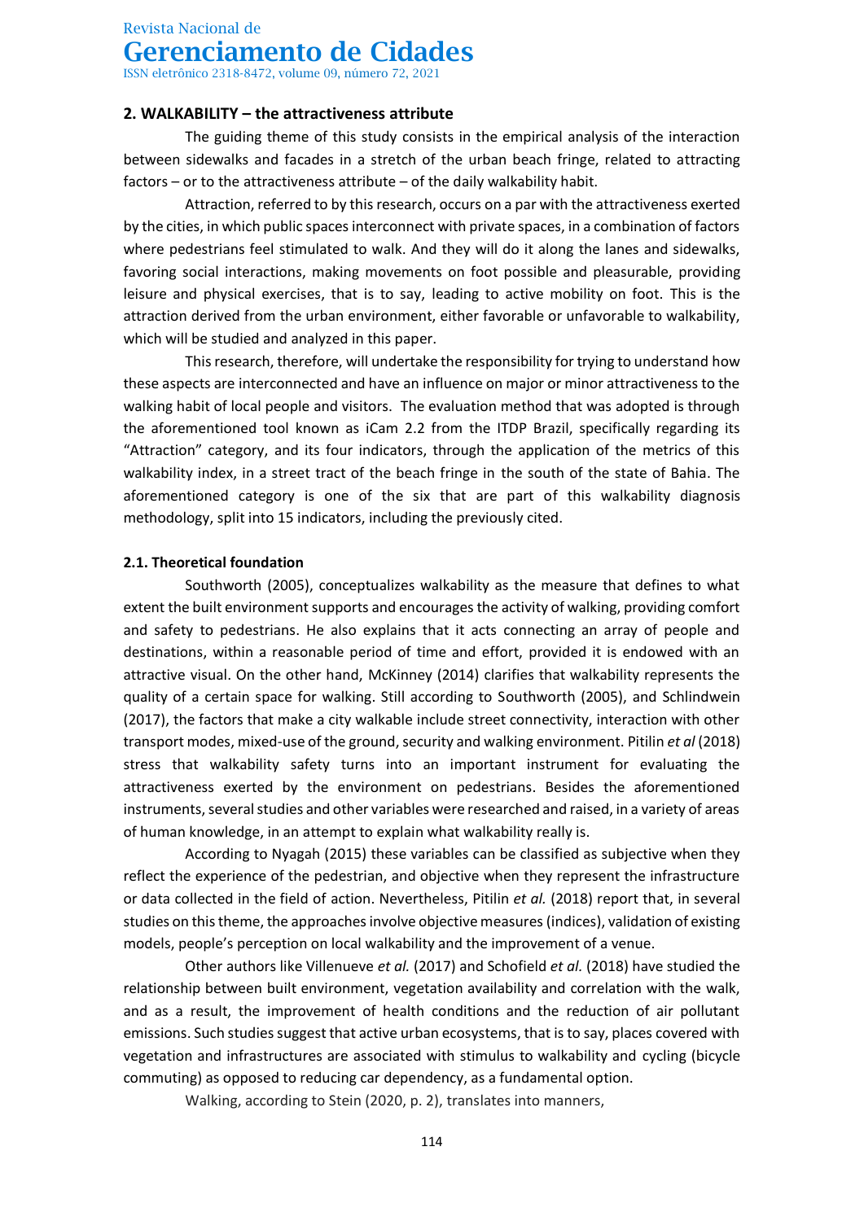## 2. WALKABILITY – the attractiveness attribute

The guiding theme of this study consists in the empirical analysis of the interaction between sidewalks and facades in a stretch of the urban beach fringe, related to attracting factors – or to the attractiveness attribute – of the daily walkability habit.

Attraction, referred to by this research, occurs on a par with the attractiveness exerted by the cities, in which public spaces interconnect with private spaces, in a combination of factors where pedestrians feel stimulated to walk. And they will do it along the lanes and sidewalks, favoring social interactions, making movements on foot possible and pleasurable, providing leisure and physical exercises, that is to say, leading to active mobility on foot. This is the attraction derived from the urban environment, either favorable or unfavorable to walkability, which will be studied and analyzed in this paper.

This research, therefore, will undertake the responsibility for trying to understand how these aspects are interconnected and have an influence on major or minor attractiveness to the walking habit of local people and visitors. The evaluation method that was adopted is through the aforementioned tool known as iCam 2.2 from the ITDP Brazil, specifically regarding its "Attraction" category, and its four indicators, through the application of the metrics of this walkability index, in a street tract of the beach fringe in the south of the state of Bahia. The aforementioned category is one of the six that are part of this walkability diagnosis methodology, split into 15 indicators, including the previously cited.

### 2.1. Theoretical foundation

Southworth (2005), conceptualizes walkability as the measure that defines to what extent the built environment supports and encourages the activity of walking, providing comfort and safety to pedestrians. He also explains that it acts connecting an array of people and destinations, within a reasonable period of time and effort, provided it is endowed with an attractive visual. On the other hand, McKinney (2014) clarifies that walkability represents the quality of a certain space for walking. Still according to Southworth (2005), and Schlindwein (2017), the factors that make a city walkable include street connectivity, interaction with other transport modes, mixed-use of the ground, security and walking environment. Pitilin *et al* (2018) stress that walkability safety turns into an important instrument for evaluating the attractiveness exerted by the environment on pedestrians. Besides the aforementioned instruments, several studies and other variables were researched and raised, in a variety of areas of human knowledge, in an attempt to explain what walkability really is.

According to Nyagah (2015) these variables can be classified as subjective when they reflect the experience of the pedestrian, and objective when they represent the infrastructure or data collected in the field of action. Nevertheless, Pitilin *et al.* (2018) report that, in several studies on this theme, the approaches involve objective measures (indices), validation of existing models, people's perception on local walkability and the improvement of a venue.

Other authors like Villenueve *et al.* (2017) and Schofield *et al.* (2018) have studied the relationship between built environment, vegetation availability and correlation with the walk, and as a result, the improvement of health conditions and the reduction of air pollutant emissions. Such studies suggest that active urban ecosystems, that is to say, places covered with vegetation and infrastructures are associated with stimulus to walkability and cycling (bicycle commuting) as opposed to reducing car dependency, as a fundamental option.

Walking, according to Stein (2020, p. 2), translates into manners,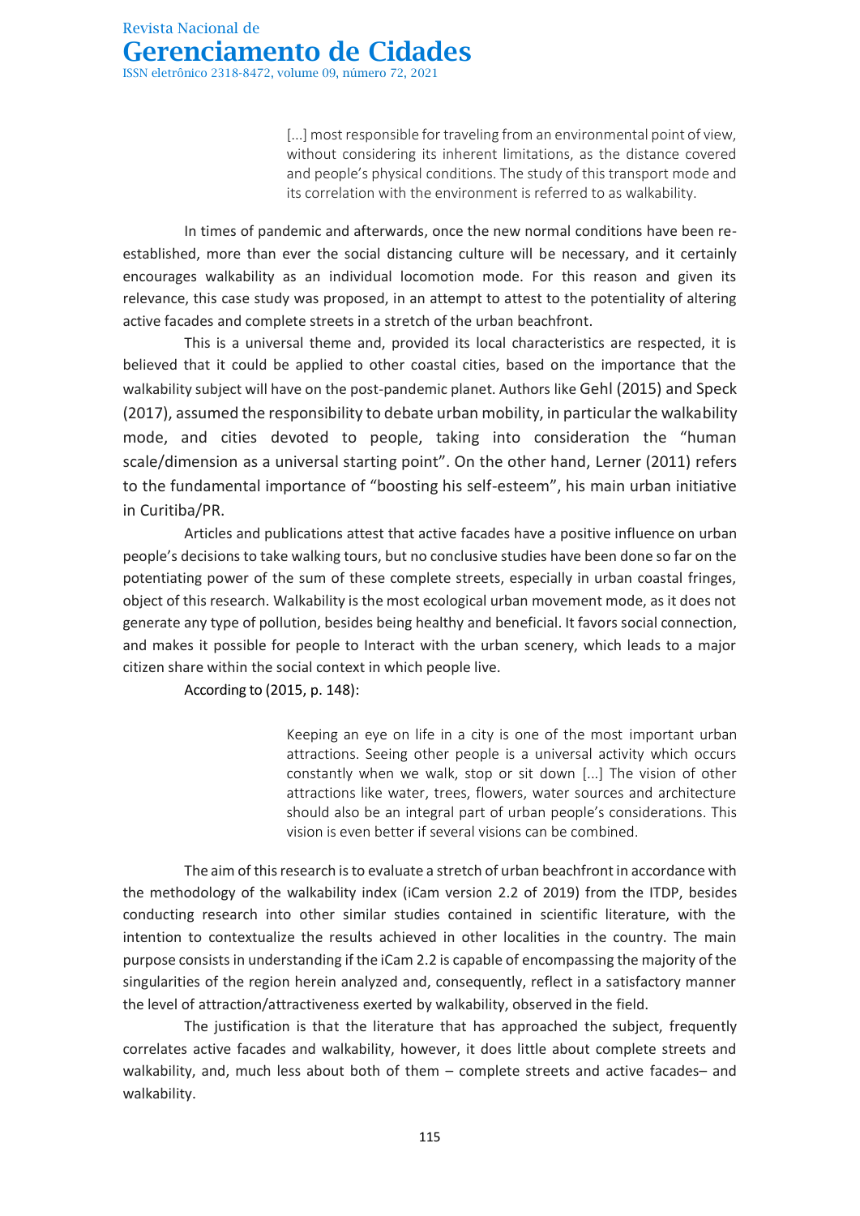> [...] most responsible for traveling from an environmental point of view, without considering its inherent limitations, as the distance covered and people's physical conditions. The study of this transport mode and its correlation with the environment is referred to as walkability.

In times of pandemic and afterwards, once the new normal conditions have been re-established, more than ever the social distancing culture will be necessary, and it certainly encourages walkability as an individual locomotion mode. For this reason and given its relevance, this case study was proposed, in an attempt to attest to the potentiality of altering active facades and complete streets in a stretch of the urban beachfront.

This is a universal theme and, provided its local characteristics are respected, it is believed that it could be applied to other coastal cities, based on the importance that the walkability subject will have on the post-pandemic planet. Authors like Gehl (2015) and Speck (2017), assumed the responsibility to debate urban mobility, in particular the walkability mode, and cities devoted to people, taking into consideration the "human scale/dimension as a universal starting point". On the other hand, Lerner (2011) refers to the fundamental importance of "boosting his self-esteem", his main urban initiative in Curitiba/PR.

Articles and publications attest that active facades have a positive influence on urban people's decisions to take walking tours, but no conclusive studies have been done so far on the potentiating power of the sum of these complete streets, especially in urban coastal fringes, object of this research. Walkability is the most ecological urban movement mode, as it does not generate any type of pollution, besides being healthy and beneficial. It favors social connection, and makes it possible for people to Interact with the urban scenery, which leads to a major citizen share within the social context in which people live.

According to (2015, p. 148):

> Keeping an eye on life in a city is one of the most important urban attractions. Seeing other people is a universal activity which occurs constantly when we walk, stop or sit down [...] The vision of other attractions like water, trees, flowers, water sources and architecture should also be an integral part of urban people's considerations. This vision is even better if several visions can be combined.

The aim of this research is to evaluate a stretch of urban beachfront in accordance with the methodology of the walkability index (iCam version 2.2 of 2019) from the ITDP, besides conducting research into other similar studies contained in scientific literature, with the intention to contextualize the results achieved in other localities in the country. The main purpose consists in understanding if the iCam 2.2 is capable of encompassing the majority of the singularities of the region herein analyzed and, consequently, reflect in a satisfactory manner the level of attraction/attractiveness exerted by walkability, observed in the field.

The justification is that the literature that has approached the subject, frequently correlates active facades and walkability, however, it does little about complete streets and walkability, and, much less about both of them – complete streets and active facades– and walkability.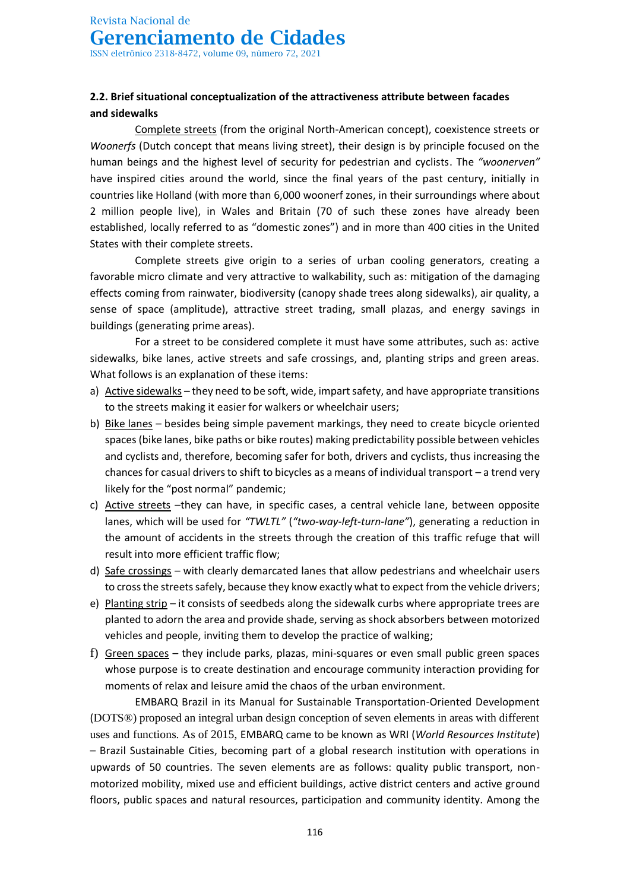### 2.2. Brief situational conceptualization of the attractiveness attribute between facades and sidewalks

Complete streets (from the original North-American concept), coexistence streets or *Woonerfs* (Dutch concept that means living street), their design is by principle focused on the human beings and the highest level of security for pedestrian and cyclists. The *"woonerven"* have inspired cities around the world, since the final years of the past century, initially in countries like Holland (with more than 6,000 woonerf zones, in their surroundings where about 2 million people live), in Wales and Britain (70 of such these zones have already been established, locally referred to as "domestic zones") and in more than 400 cities in the United States with their complete streets.

Complete streets give origin to a series of urban cooling generators, creating a favorable micro climate and very attractive to walkability, such as: mitigation of the damaging effects coming from rainwater, biodiversity (canopy shade trees along sidewalks), air quality, a sense of space (amplitude), attractive street trading, small plazas, and energy savings in buildings (generating prime areas).

For a street to be considered complete it must have some attributes, such as: active sidewalks, bike lanes, active streets and safe crossings, and, planting strips and green areas. What follows is an explanation of these items:

a) Active sidewalks – they need to be soft, wide, impart safety, and have appropriate transitions to the streets making it easier for walkers or wheelchair users;
b) Bike lanes – besides being simple pavement markings, they need to create bicycle oriented spaces (bike lanes, bike paths or bike routes) making predictability possible between vehicles and cyclists and, therefore, becoming safer for both, drivers and cyclists, thus increasing the chances for casual drivers to shift to bicycles as a means of individual transport – a trend very likely for the "post normal" pandemic;
c) Active streets –they can have, in specific cases, a central vehicle lane, between opposite lanes, which will be used for *"TWLTL"* (*"two-way-left-turn-lane"*), generating a reduction in the amount of accidents in the streets through the creation of this traffic refuge that will result into more efficient traffic flow;
d) Safe crossings – with clearly demarcated lanes that allow pedestrians and wheelchair users to cross the streets safely, because they know exactly what to expect from the vehicle drivers;
e) Planting strip – it consists of seedbeds along the sidewalk curbs where appropriate trees are planted to adorn the area and provide shade, serving as shock absorbers between motorized vehicles and people, inviting them to develop the practice of walking;
f) Green spaces – they include parks, plazas, mini-squares or even small public green spaces whose purpose is to create destination and encourage community interaction providing for moments of relax and leisure amid the chaos of the urban environment.

EMBARQ Brazil in its Manual for Sustainable Transportation-Oriented Development (DOTS®) proposed an integral urban design conception of seven elements in areas with different uses and functions. As of 2015, EMBARQ came to be known as WRI (*World Resources Institute*) – Brazil Sustainable Cities, becoming part of a global research institution with operations in upwards of 50 countries. The seven elements are as follows: quality public transport, non-motorized mobility, mixed use and efficient buildings, active district centers and active ground floors, public spaces and natural resources, participation and community identity. Among the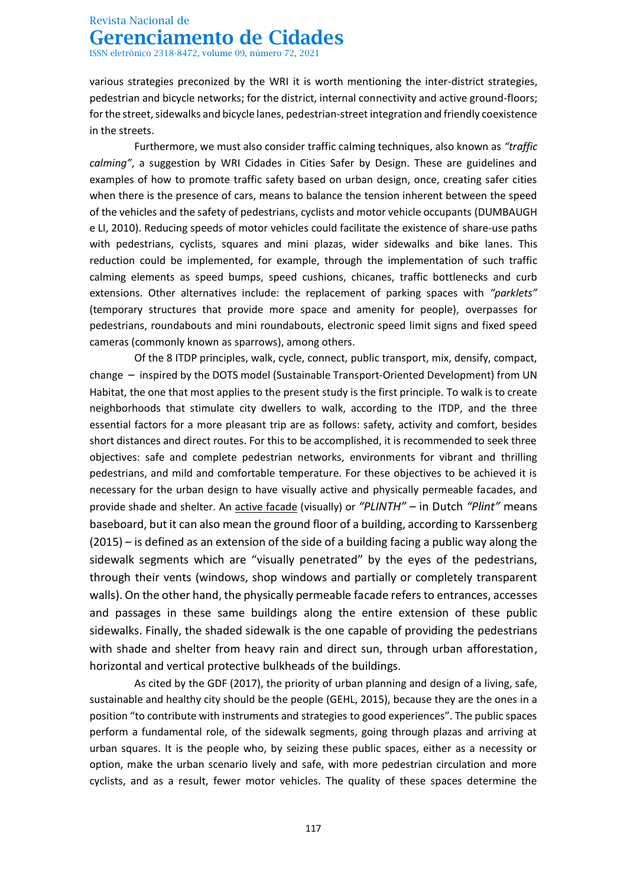various strategies preconized by the WRI it is worth mentioning the inter-district strategies, pedestrian and bicycle networks; for the district, internal connectivity and active ground-floors; for the street, sidewalks and bicycle lanes, pedestrian-street integration and friendly coexistence in the streets.

Furthermore, we must also consider traffic calming techniques, also known as *"traffic calming"*, a suggestion by WRI Cidades in Cities Safer by Design. These are guidelines and examples of how to promote traffic safety based on urban design, once, creating safer cities when there is the presence of cars, means to balance the tension inherent between the speed of the vehicles and the safety of pedestrians, cyclists and motor vehicle occupants (DUMBAUGH e LI, 2010). Reducing speeds of motor vehicles could facilitate the existence of share-use paths with pedestrians, cyclists, squares and mini plazas, wider sidewalks and bike lanes. This reduction could be implemented, for example, through the implementation of such traffic calming elements as speed bumps, speed cushions, chicanes, traffic bottlenecks and curb extensions. Other alternatives include: the replacement of parking spaces with *"parklets"* (temporary structures that provide more space and amenity for people), overpasses for pedestrians, roundabouts and mini roundabouts, electronic speed limit signs and fixed speed cameras (commonly known as sparrows), among others.

Of the 8 ITDP principles, walk, cycle, connect, public transport, mix, densify, compact, change – inspired by the DOTS model (Sustainable Transport-Oriented Development) from UN Habitat, the one that most applies to the present study is the first principle. To walk is to create neighborhoods that stimulate city dwellers to walk, according to the ITDP, and the three essential factors for a more pleasant trip are as follows: safety, activity and comfort, besides short distances and direct routes. For this to be accomplished, it is recommended to seek three objectives: safe and complete pedestrian networks, environments for vibrant and thrilling pedestrians, and mild and comfortable temperature. For these objectives to be achieved it is necessary for the urban design to have visually active and physically permeable facades, and provide shade and shelter. An <u>active facade</u> (visually) or *"PLINTH"* – in Dutch *"Plint"* means baseboard, but it can also mean the ground floor of a building, according to Karssenberg (2015) – is defined as an extension of the side of a building facing a public way along the sidewalk segments which are "visually penetrated" by the eyes of the pedestrians, through their vents (windows, shop windows and partially or completely transparent walls). On the other hand, the physically permeable facade refers to entrances, accesses and passages in these same buildings along the entire extension of these public sidewalks. Finally, the shaded sidewalk is the one capable of providing the pedestrians with shade and shelter from heavy rain and direct sun, through urban afforestation, horizontal and vertical protective bulkheads of the buildings.

As cited by the GDF (2017), the priority of urban planning and design of a living, safe, sustainable and healthy city should be the people (GEHL, 2015), because they are the ones in a position "to contribute with instruments and strategies to good experiences". The public spaces perform a fundamental role, of the sidewalk segments, going through plazas and arriving at urban squares. It is the people who, by seizing these public spaces, either as a necessity or option, make the urban scenario lively and safe, with more pedestrian circulation and more cyclists, and as a result, fewer motor vehicles. The quality of these spaces determine the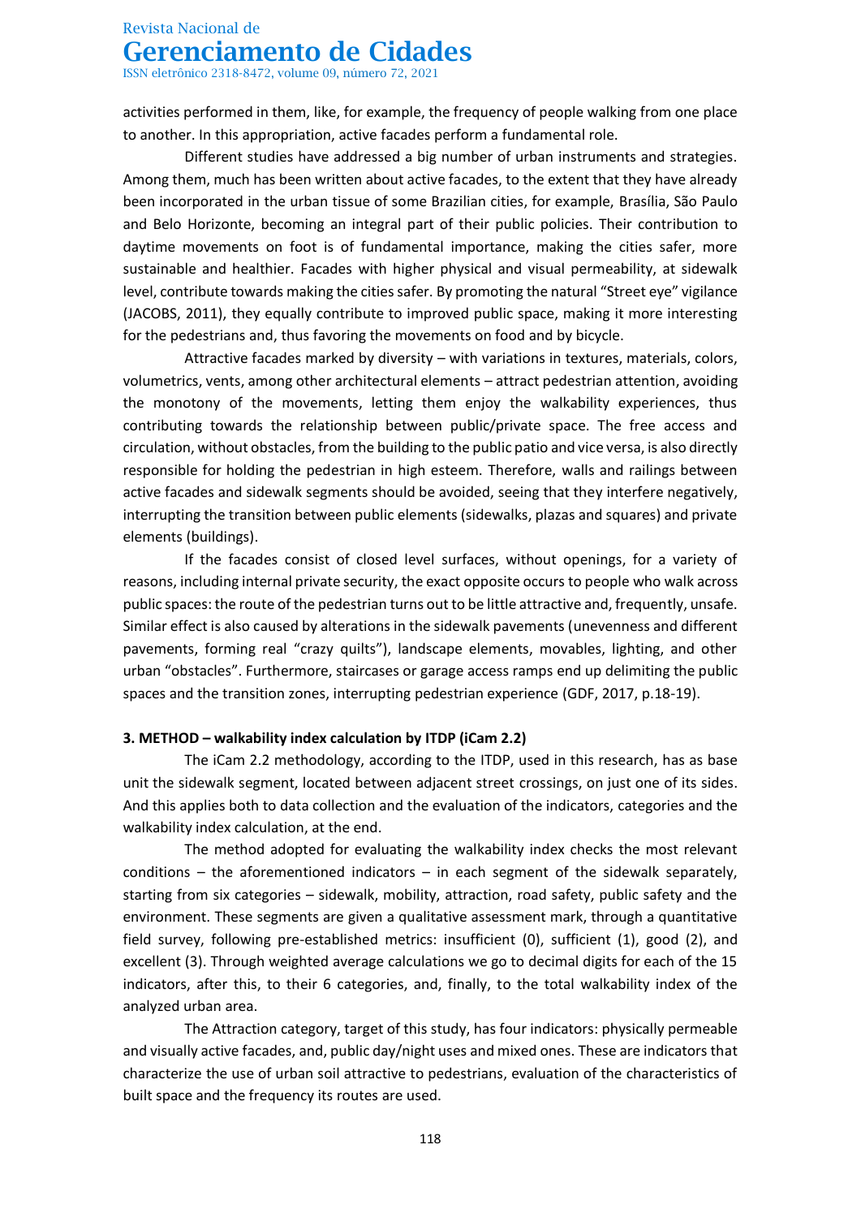activities performed in them, like, for example, the frequency of people walking from one place to another. In this appropriation, active facades perform a fundamental role.

Different studies have addressed a big number of urban instruments and strategies. Among them, much has been written about active facades, to the extent that they have already been incorporated in the urban tissue of some Brazilian cities, for example, Brasília, São Paulo and Belo Horizonte, becoming an integral part of their public policies. Their contribution to daytime movements on foot is of fundamental importance, making the cities safer, more sustainable and healthier. Facades with higher physical and visual permeability, at sidewalk level, contribute towards making the cities safer. By promoting the natural "Street eye" vigilance (JACOBS, 2011), they equally contribute to improved public space, making it more interesting for the pedestrians and, thus favoring the movements on food and by bicycle.

Attractive facades marked by diversity – with variations in textures, materials, colors, volumetrics, vents, among other architectural elements – attract pedestrian attention, avoiding the monotony of the movements, letting them enjoy the walkability experiences, thus contributing towards the relationship between public/private space. The free access and circulation, without obstacles, from the building to the public patio and vice versa, is also directly responsible for holding the pedestrian in high esteem. Therefore, walls and railings between active facades and sidewalk segments should be avoided, seeing that they interfere negatively, interrupting the transition between public elements (sidewalks, plazas and squares) and private elements (buildings).

If the facades consist of closed level surfaces, without openings, for a variety of reasons, including internal private security, the exact opposite occurs to people who walk across public spaces: the route of the pedestrian turns out to be little attractive and, frequently, unsafe. Similar effect is also caused by alterations in the sidewalk pavements (unevenness and different pavements, forming real "crazy quilts"), landscape elements, movables, lighting, and other urban "obstacles". Furthermore, staircases or garage access ramps end up delimiting the public spaces and the transition zones, interrupting pedestrian experience (GDF, 2017, p.18-19).

## 3. METHOD – walkability index calculation by ITDP (iCam 2.2)

The iCam 2.2 methodology, according to the ITDP, used in this research, has as base unit the sidewalk segment, located between adjacent street crossings, on just one of its sides. And this applies both to data collection and the evaluation of the indicators, categories and the walkability index calculation, at the end.

The method adopted for evaluating the walkability index checks the most relevant conditions – the aforementioned indicators – in each segment of the sidewalk separately, starting from six categories – sidewalk, mobility, attraction, road safety, public safety and the environment. These segments are given a qualitative assessment mark, through a quantitative field survey, following pre-established metrics: insufficient (0), sufficient (1), good (2), and excellent (3). Through weighted average calculations we go to decimal digits for each of the 15 indicators, after this, to their 6 categories, and, finally, to the total walkability index of the analyzed urban area.

The Attraction category, target of this study, has four indicators: physically permeable and visually active facades, and, public day/night uses and mixed ones. These are indicators that characterize the use of urban soil attractive to pedestrians, evaluation of the characteristics of built space and the frequency its routes are used.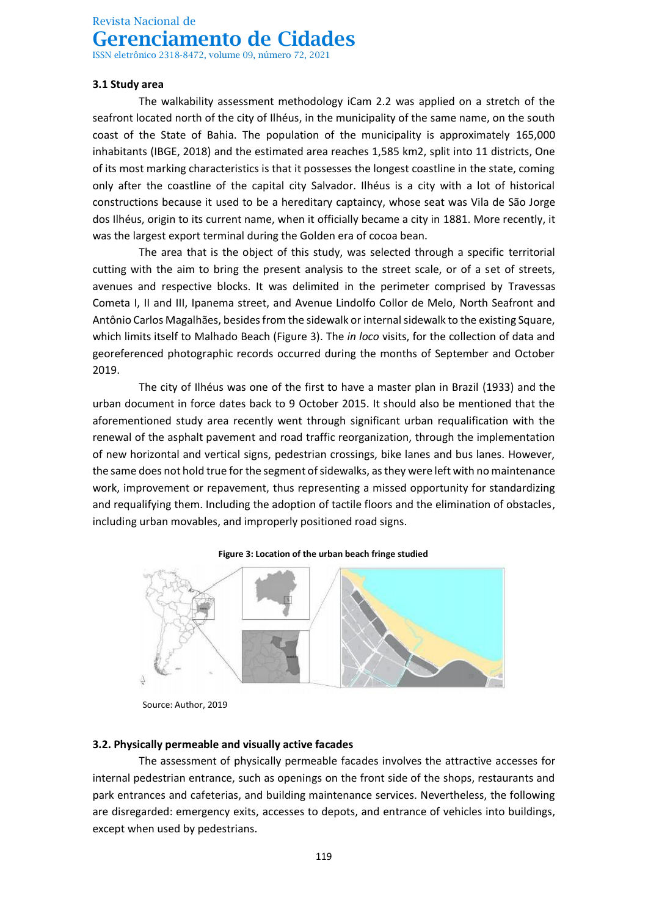### 3.1 Study area

The walkability assessment methodology iCam 2.2 was applied on a stretch of the seafront located north of the city of Ilhéus, in the municipality of the same name, on the south coast of the State of Bahia. The population of the municipality is approximately 165,000 inhabitants (IBGE, 2018) and the estimated area reaches 1,585 km2, split into 11 districts, One of its most marking characteristics is that it possesses the longest coastline in the state, coming only after the coastline of the capital city Salvador. Ilhéus is a city with a lot of historical constructions because it used to be a hereditary captaincy, whose seat was Vila de São Jorge dos Ilhéus, origin to its current name, when it officially became a city in 1881. More recently, it was the largest export terminal during the Golden era of cocoa bean.

The area that is the object of this study, was selected through a specific territorial cutting with the aim to bring the present analysis to the street scale, or of a set of streets, avenues and respective blocks. It was delimited in the perimeter comprised by Travessas Cometa I, II and III, Ipanema street, and Avenue Lindolfo Collor de Melo, North Seafront and Antônio Carlos Magalhães, besides from the sidewalk or internal sidewalk to the existing Square, which limits itself to Malhado Beach (Figure 3). The *in loco* visits, for the collection of data and georeferenced photographic records occurred during the months of September and October 2019.

The city of Ilhéus was one of the first to have a master plan in Brazil (1933) and the urban document in force dates back to 9 October 2015. It should also be mentioned that the aforementioned study area recently went through significant urban requalification with the renewal of the asphalt pavement and road traffic reorganization, through the implementation of new horizontal and vertical signs, pedestrian crossings, bike lanes and bus lanes. However, the same does not hold true for the segment of sidewalks, as they were left with no maintenance work, improvement or repavement, thus representing a missed opportunity for standardizing and requalifying them. Including the adoption of tactile floors and the elimination of obstacles, including urban movables, and improperly positioned road signs.

**Figure 3: Location of the urban beach fringe studied**

Source: Author, 2019

### 3.2. Physically permeable and visually active facades

The assessment of physically permeable facades involves the attractive accesses for internal pedestrian entrance, such as openings on the front side of the shops, restaurants and park entrances and cafeterias, and building maintenance services. Nevertheless, the following are disregarded: emergency exits, accesses to depots, and entrance of vehicles into buildings, except when used by pedestrians.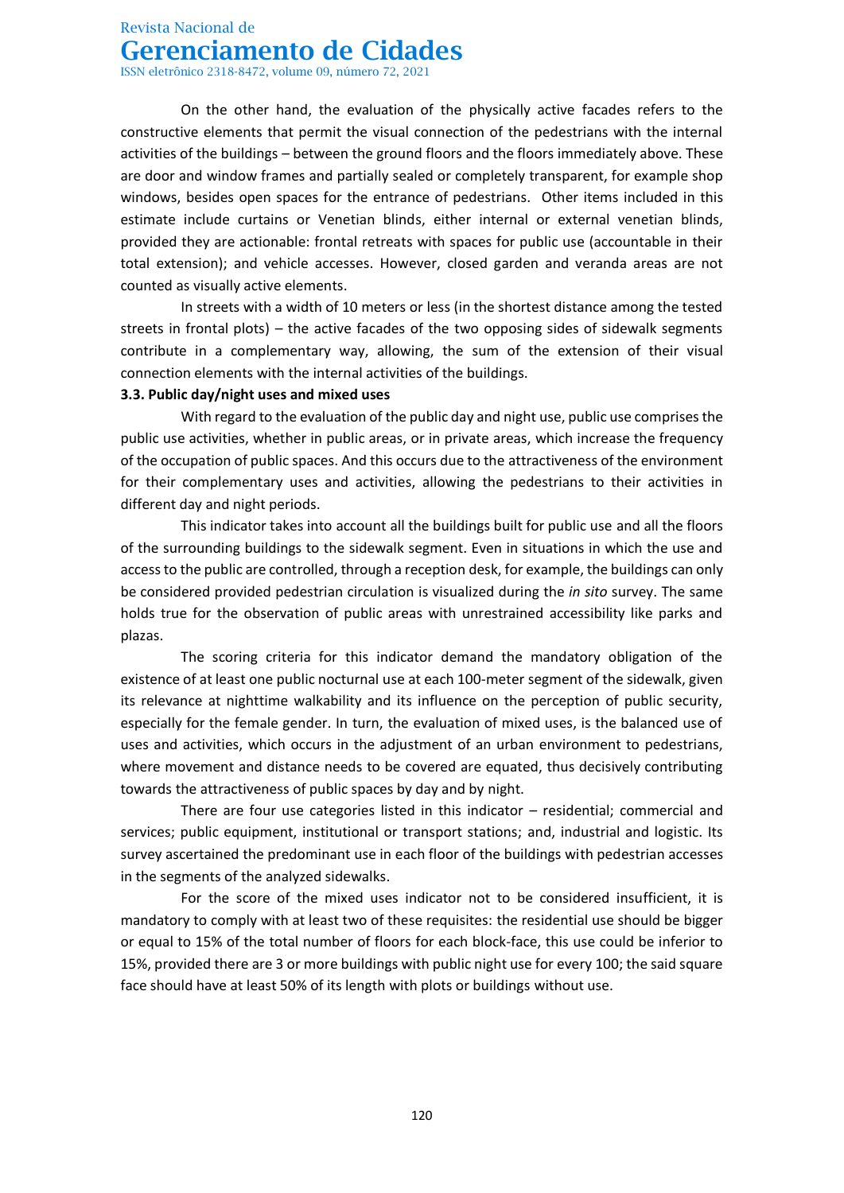On the other hand, the evaluation of the physically active facades refers to the constructive elements that permit the visual connection of the pedestrians with the internal activities of the buildings – between the ground floors and the floors immediately above. These are door and window frames and partially sealed or completely transparent, for example shop windows, besides open spaces for the entrance of pedestrians. Other items included in this estimate include curtains or Venetian blinds, either internal or external venetian blinds, provided they are actionable: frontal retreats with spaces for public use (accountable in their total extension); and vehicle accesses. However, closed garden and veranda areas are not counted as visually active elements.

In streets with a width of 10 meters or less (in the shortest distance among the tested streets in frontal plots) – the active facades of the two opposing sides of sidewalk segments contribute in a complementary way, allowing, the sum of the extension of their visual connection elements with the internal activities of the buildings.

### 3.3. Public day/night uses and mixed uses

With regard to the evaluation of the public day and night use, public use comprises the public use activities, whether in public areas, or in private areas, which increase the frequency of the occupation of public spaces. And this occurs due to the attractiveness of the environment for their complementary uses and activities, allowing the pedestrians to their activities in different day and night periods.

This indicator takes into account all the buildings built for public use and all the floors of the surrounding buildings to the sidewalk segment. Even in situations in which the use and access to the public are controlled, through a reception desk, for example, the buildings can only be considered provided pedestrian circulation is visualized during the *in sito* survey. The same holds true for the observation of public areas with unrestrained accessibility like parks and plazas.

The scoring criteria for this indicator demand the mandatory obligation of the existence of at least one public nocturnal use at each 100-meter segment of the sidewalk, given its relevance at nighttime walkability and its influence on the perception of public security, especially for the female gender. In turn, the evaluation of mixed uses, is the balanced use of uses and activities, which occurs in the adjustment of an urban environment to pedestrians, where movement and distance needs to be covered are equated, thus decisively contributing towards the attractiveness of public spaces by day and by night.

There are four use categories listed in this indicator – residential; commercial and services; public equipment, institutional or transport stations; and, industrial and logistic. Its survey ascertained the predominant use in each floor of the buildings with pedestrian accesses in the segments of the analyzed sidewalks.

For the score of the mixed uses indicator not to be considered insufficient, it is mandatory to comply with at least two of these requisites: the residential use should be bigger or equal to 15% of the total number of floors for each block-face, this use could be inferior to 15%, provided there are 3 or more buildings with public night use for every 100; the said square face should have at least 50% of its length with plots or buildings without use.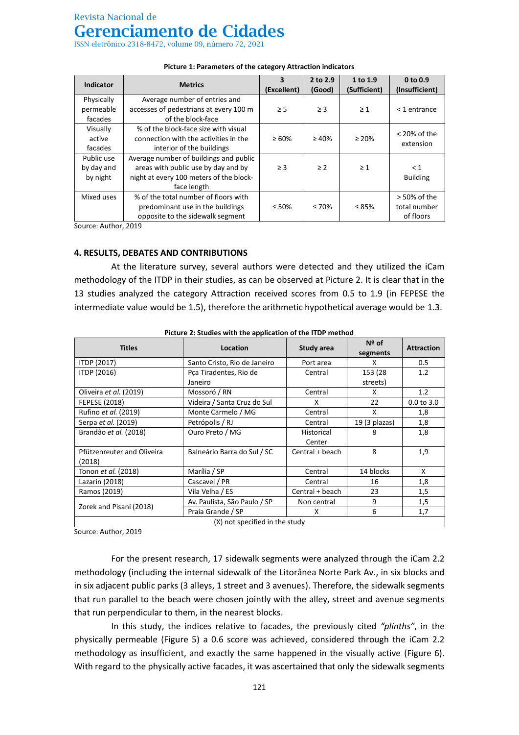**Picture 1: Parameters of the category Attraction indicators**

| Indicator | Metrics | 3 (Excellent) | 2 to 2.9 (Good) | 1 to 1.9 (Sufficient) | 0 to 0.9 (Insufficient) |
|---|---|---|---|---|---|
| Physically permeable facades | Average number of entries and accesses of pedestrians at every 100 m of the block-face | ≥ 5 | ≥ 3 | ≥ 1 | < 1 entrance |
| Visually active facades | % of the block-face size with visual connection with the activities in the interior of the buildings | ≥ 60% | ≥ 40% | ≥ 20% | < 20% of the extension |
| Public use by day and by night | Average number of buildings and public areas with public use by day and by night at every 100 meters of the block-face length | ≥ 3 | ≥ 2 | ≥ 1 | < 1 Building |
| Mixed uses | % of the total number of floors with predominant use in the buildings opposite to the sidewalk segment | ≤ 50% | ≤ 70% | ≤ 85% | > 50% of the total number of floors |

Source: Author, 2019

### 4. RESULTS, DEBATES AND CONTRIBUTIONS

At the literature survey, several authors were detected and they utilized the iCam methodology of the ITDP in their studies, as can be observed at Picture 2. It is clear that in the 13 studies analyzed the category Attraction received scores from 0.5 to 1.9 (in FEPESE the intermediate value would be 1.5), therefore the arithmetic hypothetical average would be 1.3.

**Picture 2: Studies with the application of the ITDP method**

| Titles | Location | Study area | Nº of segments | Attraction |
|---|---|---|---|---|
| ITDP (2017) | Santo Cristo, Rio de Janeiro | Port area | X | 0.5 |
| ITDP (2016) | Pça Tiradentes, Rio de Janeiro | Central | 153 (28 streets) | 1.2 |
| Oliveira *et al.* (2019) | Mossoró / RN | Central | X | 1.2 |
| FEPESE (2018) | Videira / Santa Cruz do Sul | X | 22 | 0.0 to 3.0 |
| Rufino *et al.* (2019) | Monte Carmelo / MG | Central | X | 1,8 |
| Serpa *et al.* (2019) | Petrópolis / RJ | Central | 19 (3 plazas) | 1,8 |
| Brandão *et al.* (2018) | Ouro Preto / MG | Historical Center | 8 | 1,8 |
| Pfützenreuter and Oliveira (2018) | Balneário Barra do Sul / SC | Central + beach | 8 | 1,9 |
| Tonon *et al.* (2018) | Marília / SP | Central | 14 blocks | X |
| Lazarin (2018) | Cascavel / PR | Central | 16 | 1,8 |
| Ramos (2019) | Vila Velha / ES | Central + beach | 23 | 1,5 |
| Zorek and Pisani (2018) | Av. Paulista, São Paulo / SP | Non central | 9 | 1,5 |
| | Praia Grande / SP | X | 6 | 1,7 |
| (X) not specified in the study | | | | |

Source: Author, 2019

For the present research, 17 sidewalk segments were analyzed through the iCam 2.2 methodology (including the internal sidewalk of the Litorânea Norte Park Av., in six blocks and in six adjacent public parks (3 alleys, 1 street and 3 avenues). Therefore, the sidewalk segments that run parallel to the beach were chosen jointly with the alley, street and avenue segments that run perpendicular to them, in the nearest blocks.

In this study, the indices relative to facades, the previously cited *"plinths"*, in the physically permeable (Figure 5) a 0.6 score was achieved, considered through the iCam 2.2 methodology as insufficient, and exactly the same happened in the visually active (Figure 6). With regard to the physically active facades, it was ascertained that only the sidewalk segments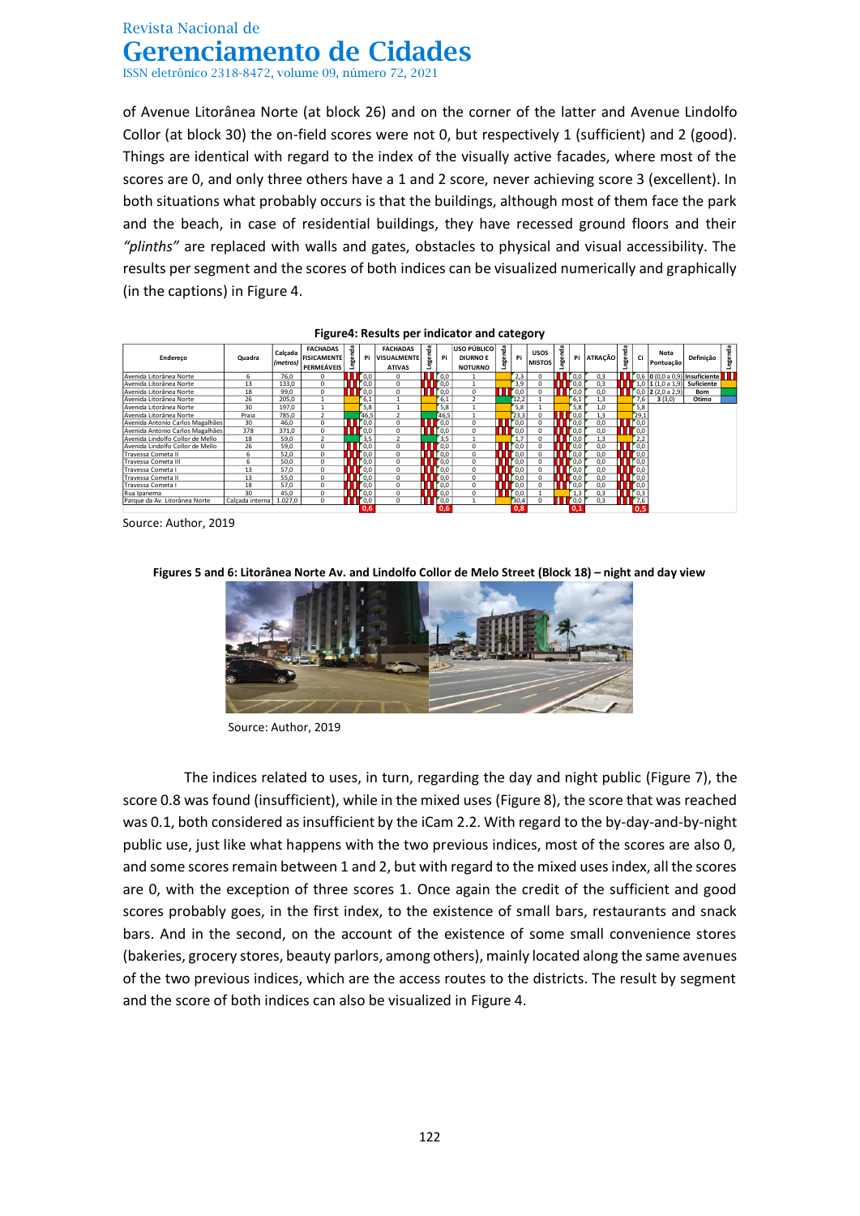of Avenue Litorânea Norte (at block 26) and on the corner of the latter and Avenue Lindolfo Collor (at block 30) the on-field scores were not 0, but respectively 1 (sufficient) and 2 (good). Things are identical with regard to the index of the visually active facades, where most of the scores are 0, and only three others have a 1 and 2 score, never achieving score 3 (excellent). In both situations what probably occurs is that the buildings, although most of them face the park and the beach, in case of residential buildings, they have recessed ground floors and their *"plinths"* are replaced with walls and gates, obstacles to physical and visual accessibility. The results per segment and the scores of both indices can be visualized numerically and graphically (in the captions) in Figure 4.

**Figure4: Results per indicator and category**

| Endereço | Quadra | Calçada (metros) | FACHADAS FISICAMENTE PERMEÁVEIS | Legenda | Pi | FACHADAS VISUALMENTE ATIVAS | Legenda | Pi | USO PÚBLICO DIURNO E NOTURNO | Legenda | Pi | USOS MISTOS | Legenda | Pi | ATRAÇÃO | Legenda | Ci |
|---|---|---|---|---|---|---|---|---|---|---|---|---|---|---|---|---|---|
| Avenida Litorânea Norte | 6 | 76,0 | 0 | | 0,0 | 0 | | 0,0 | 1 | | 2,3 | 0 | | 0,0 | 0,3 | | 0,6 |
| Avenida Litorânea Norte | 13 | 133,0 | 0 | | 0,0 | 0 | | 0,0 | 1 | | 3,9 | 0 | | 0,0 | 0,3 | | 1,0 |
| Avenida Litorânea Norte | 18 | 99,0 | 0 | | 0,0 | 0 | | 0,0 | 0 | | 0,0 | 0 | | 0,0 | 0,0 | | 0,0 |
| Avenida Litorânea Norte | 26 | 205,0 | 1 | | 6,1 | 1 | | 6,1 | 2 | | 12,2 | 1 | | 6,1 | 1,3 | | 7,6 |
| Avenida Litorânea Norte | 30 | 197,0 | 1 | | 5,8 | 1 | | 5,8 | 1 | | 5,8 | 1 | | 5,8 | 1,0 | | 5,8 |
| Avenida Litorânea Norte | Praia | 785,0 | 2 | | 46,5 | 2 | | 46,5 | 1 | | 23,3 | 0 | | 0,0 | 1,3 | | 29,1 |
| Avenida Antonio Carlos Magalhães | 30 | 46,0 | 0 | | 0,0 | 0 | | 0,0 | 0 | | 0,0 | 0 | | 0,0 | 0,0 | | 0,0 |
| Avenida Antonio Carlos Magalhães | 378 | 371,0 | 0 | | 0,0 | 0 | | 0,0 | 0 | | 0,0 | 0 | | 0,0 | 0,0 | | 0,0 |
| Avenida Lindolfo Collor de Mello | 18 | 59,0 | 2 | | 3,5 | 2 | | 3,5 | 1 | | 1,7 | 0 | | 0,0 | 1,3 | | 2,2 |
| Avenida Lindolfo Collor de Mello | 26 | 59,0 | 0 | | 0,0 | 0 | | 0,0 | 0 | | 0,0 | 0 | | 0,0 | 0,0 | | 0,0 |
| Travessa Cometa II | 6 | 52,0 | 0 | | 0,0 | 0 | | 0,0 | 0 | | 0,0 | 0 | | 0,0 | 0,0 | | 0,0 |
| Travessa Cometa III | 6 | 50,0 | 0 | | 0,0 | 0 | | 0,0 | 0 | | 0,0 | 0 | | 0,0 | 0,0 | | 0,0 |
| Travessa Cometa I | 13 | 57,0 | 0 | | 0,0 | 0 | | 0,0 | 0 | | 0,0 | 0 | | 0,0 | 0,0 | | 0,0 |
| Travessa Cometa II | 13 | 55,0 | 0 | | 0,0 | 0 | | 0,0 | 0 | | 0,0 | 0 | | 0,0 | 0,0 | | 0,0 |
| Travessa Cometa I | 18 | 57,0 | 0 | | 0,0 | 0 | | 0,0 | 0 | | 0,0 | 0 | | 0,0 | 0,0 | | 0,0 |
| Rua Ipanema | 30 | 45,0 | 0 | | 0,0 | 0 | | 0,0 | 0 | | 0,0 | 1 | | 1,3 | 0,3 | | 0,3 |
| Parque da Av. Litorânea Norte | Calçada interna | 1.027,0 | 0 | | 0,0 | 0 | | 0,0 | 1 | | 30,4 | 0 | | 0,0 | 0,3 | | 7,6 |
| | | | | | 0,6 | | | 0,6 | | | 0,8 | | | 0,1 | | | 0,5 |

| Nota Pontuação | Definição | Legenda |
|---|---|---|
| 0 (0,0 a 0,9) | Insuficiente | |
| 1 (1,0 a 1,9) | Suficiente | |
| 2 (2,0 a 2,9) | Bom | |
| 3 (3,0) | Ótimo | |

Source: Author, 2019

**Figures 5 and 6: Litorânea Norte Av. and Lindolfo Collor de Melo Street (Block 18) – night and day view**

Source: Author, 2019

The indices related to uses, in turn, regarding the day and night public (Figure 7), the score 0.8 was found (insufficient), while in the mixed uses (Figure 8), the score that was reached was 0.1, both considered as insufficient by the iCam 2.2. With regard to the by-day-and-by-night public use, just like what happens with the two previous indices, most of the scores are also 0, and some scores remain between 1 and 2, but with regard to the mixed uses index, all the scores are 0, with the exception of three scores 1. Once again the credit of the sufficient and good scores probably goes, in the first index, to the existence of small bars, restaurants and snack bars. And in the second, on the account of the existence of some small convenience stores (bakeries, grocery stores, beauty parlors, among others), mainly located along the same avenues of the two previous indices, which are the access routes to the districts. The result by segment and the score of both indices can also be visualized in Figure 4.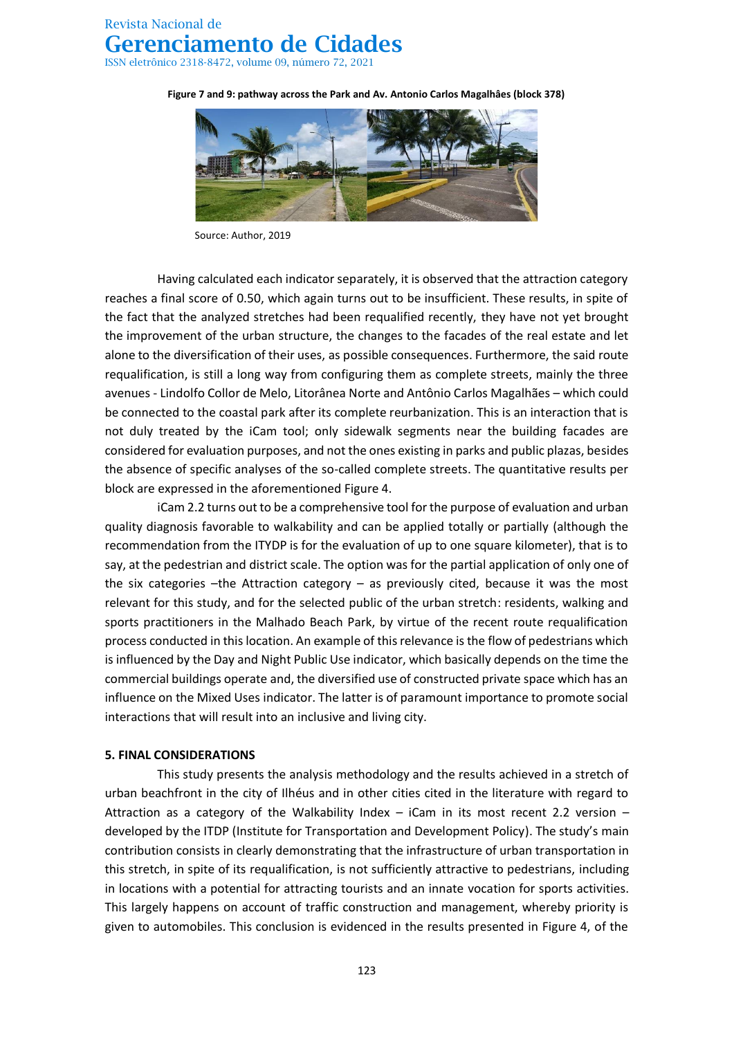**Figure 7 and 9: pathway across the Park and Av. Antonio Carlos Magalhâes (block 378)**

Source: Author, 2019

Having calculated each indicator separately, it is observed that the attraction category reaches a final score of 0.50, which again turns out to be insufficient. These results, in spite of the fact that the analyzed stretches had been requalified recently, they have not yet brought the improvement of the urban structure, the changes to the facades of the real estate and let alone to the diversification of their uses, as possible consequences. Furthermore, the said route requalification, is still a long way from configuring them as complete streets, mainly the three avenues - Lindolfo Collor de Melo, Litorânea Norte and Antônio Carlos Magalhães – which could be connected to the coastal park after its complete reurbanization. This is an interaction that is not duly treated by the iCam tool; only sidewalk segments near the building facades are considered for evaluation purposes, and not the ones existing in parks and public plazas, besides the absence of specific analyses of the so-called complete streets. The quantitative results per block are expressed in the aforementioned Figure 4.

iCam 2.2 turns out to be a comprehensive tool for the purpose of evaluation and urban quality diagnosis favorable to walkability and can be applied totally or partially (although the recommendation from the ITYDP is for the evaluation of up to one square kilometer), that is to say, at the pedestrian and district scale. The option was for the partial application of only one of the six categories –the Attraction category – as previously cited, because it was the most relevant for this study, and for the selected public of the urban stretch: residents, walking and sports practitioners in the Malhado Beach Park, by virtue of the recent route requalification process conducted in this location. An example of this relevance is the flow of pedestrians which is influenced by the Day and Night Public Use indicator, which basically depends on the time the commercial buildings operate and, the diversified use of constructed private space which has an influence on the Mixed Uses indicator. The latter is of paramount importance to promote social interactions that will result into an inclusive and living city.

## 5. FINAL CONSIDERATIONS

This study presents the analysis methodology and the results achieved in a stretch of urban beachfront in the city of Ilhéus and in other cities cited in the literature with regard to Attraction as a category of the Walkability Index – iCam in its most recent 2.2 version – developed by the ITDP (Institute for Transportation and Development Policy). The study's main contribution consists in clearly demonstrating that the infrastructure of urban transportation in this stretch, in spite of its requalification, is not sufficiently attractive to pedestrians, including in locations with a potential for attracting tourists and an innate vocation for sports activities. This largely happens on account of traffic construction and management, whereby priority is given to automobiles. This conclusion is evidenced in the results presented in Figure 4, of the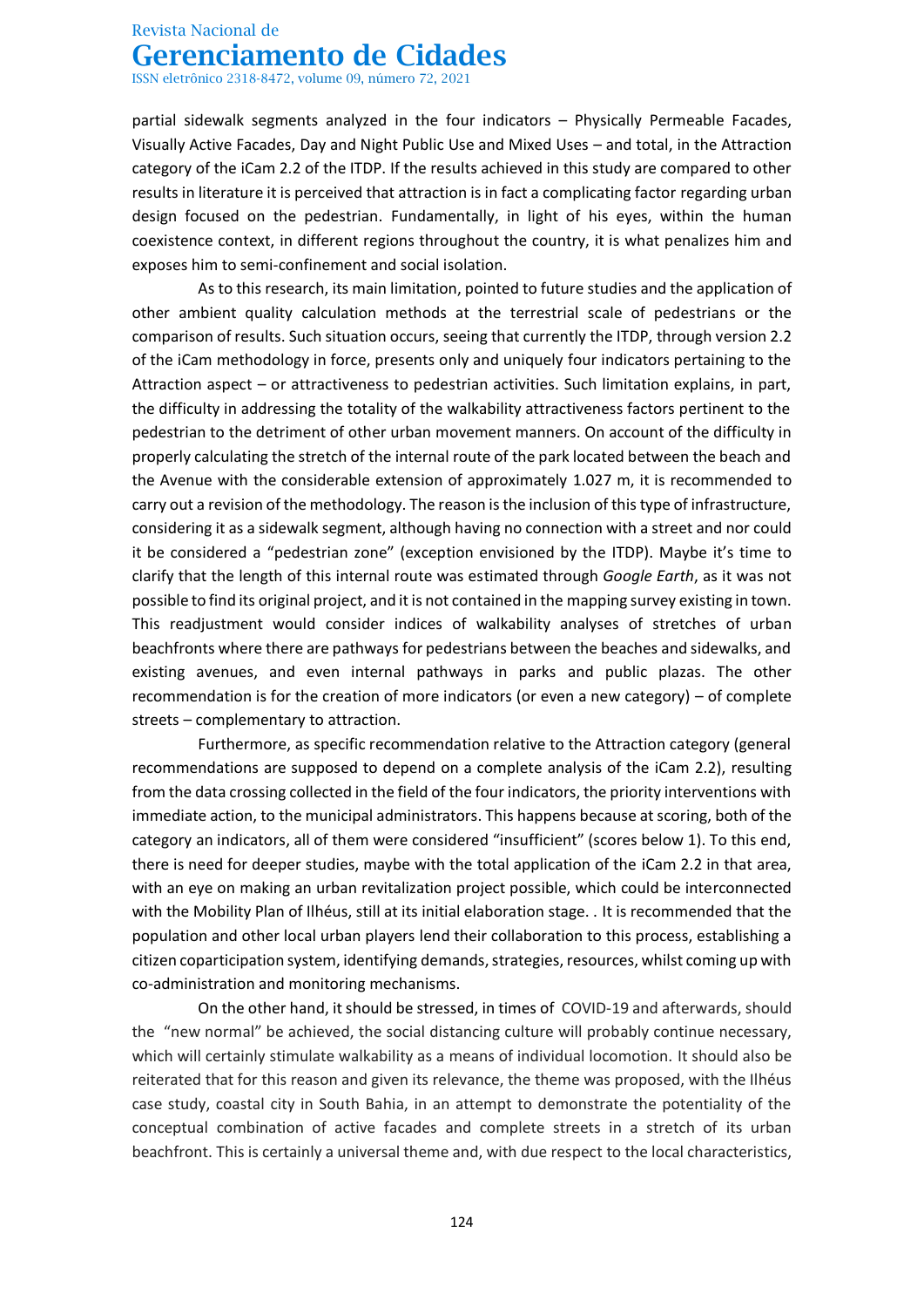partial sidewalk segments analyzed in the four indicators – Physically Permeable Facades, Visually Active Facades, Day and Night Public Use and Mixed Uses – and total, in the Attraction category of the iCam 2.2 of the ITDP. If the results achieved in this study are compared to other results in literature it is perceived that attraction is in fact a complicating factor regarding urban design focused on the pedestrian. Fundamentally, in light of his eyes, within the human coexistence context, in different regions throughout the country, it is what penalizes him and exposes him to semi-confinement and social isolation.

As to this research, its main limitation, pointed to future studies and the application of other ambient quality calculation methods at the terrestrial scale of pedestrians or the comparison of results. Such situation occurs, seeing that currently the ITDP, through version 2.2 of the iCam methodology in force, presents only and uniquely four indicators pertaining to the Attraction aspect – or attractiveness to pedestrian activities. Such limitation explains, in part, the difficulty in addressing the totality of the walkability attractiveness factors pertinent to the pedestrian to the detriment of other urban movement manners. On account of the difficulty in properly calculating the stretch of the internal route of the park located between the beach and the Avenue with the considerable extension of approximately 1.027 m, it is recommended to carry out a revision of the methodology. The reason is the inclusion of this type of infrastructure, considering it as a sidewalk segment, although having no connection with a street and nor could it be considered a "pedestrian zone" (exception envisioned by the ITDP). Maybe it's time to clarify that the length of this internal route was estimated through *Google Earth*, as it was not possible to find its original project, and it is not contained in the mapping survey existing in town. This readjustment would consider indices of walkability analyses of stretches of urban beachfronts where there are pathways for pedestrians between the beaches and sidewalks, and existing avenues, and even internal pathways in parks and public plazas. The other recommendation is for the creation of more indicators (or even a new category) – of complete streets – complementary to attraction.

Furthermore, as specific recommendation relative to the Attraction category (general recommendations are supposed to depend on a complete analysis of the iCam 2.2), resulting from the data crossing collected in the field of the four indicators, the priority interventions with immediate action, to the municipal administrators. This happens because at scoring, both of the category an indicators, all of them were considered "insufficient" (scores below 1). To this end, there is need for deeper studies, maybe with the total application of the iCam 2.2 in that area, with an eye on making an urban revitalization project possible, which could be interconnected with the Mobility Plan of Ilhéus, still at its initial elaboration stage. . It is recommended that the population and other local urban players lend their collaboration to this process, establishing a citizen coparticipation system, identifying demands, strategies, resources, whilst coming up with co-administration and monitoring mechanisms.

On the other hand, it should be stressed, in times of COVID-19 and afterwards, should the "new normal" be achieved, the social distancing culture will probably continue necessary, which will certainly stimulate walkability as a means of individual locomotion. It should also be reiterated that for this reason and given its relevance, the theme was proposed, with the Ilhéus case study, coastal city in South Bahia, in an attempt to demonstrate the potentiality of the conceptual combination of active facades and complete streets in a stretch of its urban beachfront. This is certainly a universal theme and, with due respect to the local characteristics,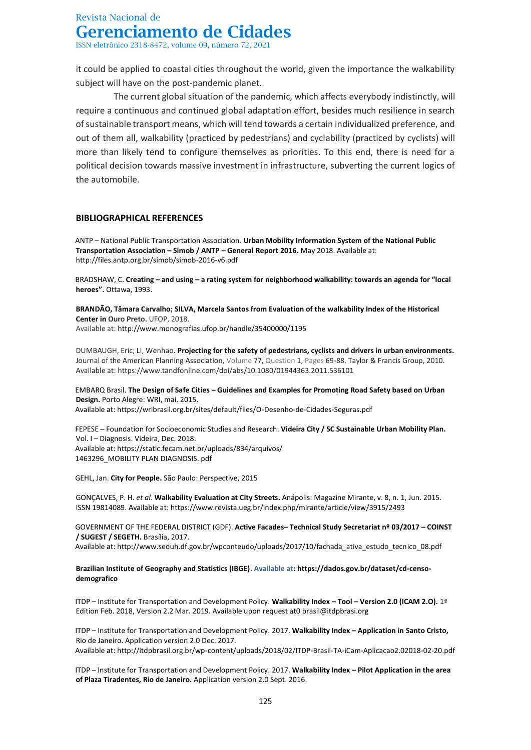it could be applied to coastal cities throughout the world, given the importance the walkability subject will have on the post-pandemic planet.

The current global situation of the pandemic, which affects everybody indistinctly, will require a continuous and continued global adaptation effort, besides much resilience in search of sustainable transport means, which will tend towards a certain individualized preference, and out of them all, walkability (practiced by pedestrians) and cyclability (practiced by cyclists) will more than likely tend to configure themselves as priorities. To this end, there is need for a political decision towards massive investment in infrastructure, subverting the current logics of the automobile.

## BIBLIOGRAPHICAL REFERENCES

ANTP – National Public Transportation Association. **Urban Mobility Information System of the National Public Transportation Association – Simob / ANTP – General Report 2016.** May 2018. Available at: http://files.antp.org.br/simob/simob-2016-v6.pdf

BRADSHAW, C. **Creating – and using – a rating system for neighborhood walkability: towards an agenda for "local heroes".** Ottawa, 1993.

**BRANDÃO, Tâmara Carvalho; SILVA, Marcela Santos from Evaluation of the walkability Index of the Historical Center in Ouro Preto.** UFOP, 2018.
Available at: http://www.monografias.ufop.br/handle/35400000/1195

DUMBAUGH, Eric; LI, Wenhao. **Projecting for the safety of pedestrians, cyclists and drivers in urban environments.** Journal of the American Planning Association, Volume 77, Question 1, Pages 69-88, Taylor & Francis Group, 2010.
Available at: https://www.tandfonline.com/doi/abs/10.1080/01944363.2011.536101

EMBARQ Brasil. **The Design of Safe Cities – Guidelines and Examples for Promoting Road Safety based on Urban Design.** Porto Alegre: WRI, mai. 2015.
Available at: https://wribrasil.org.br/sites/default/files/O-Desenho-de-Cidades-Seguras.pdf

FEPESE – Foundation for Socioeconomic Studies and Research. **Videira City / SC Sustainable Urban Mobility Plan.** Vol. I – Diagnosis. Videira, Dec. 2018.
Available at: https://static.fecam.net.br/uploads/834/arquivos/
1463296_MOBILITY PLAN DIAGNOSIS. pdf

GEHL, Jan. **City for People.** São Paulo: Perspective, 2015

GONÇALVES, P. H. *et al*. **Walkability Evaluation at City Streets.** Anápolis: Magazine Mirante, v. 8, n. 1, Jun. 2015. ISSN 19814089. Available at: https://www.revista.ueg.br/index.php/mirante/article/view/3915/2493

GOVERNMENT OF THE FEDERAL DISTRICT (GDF). **Active Facades– Technical Study Secretariat nº 03/2017 – COINST / SUGEST / SEGETH.** Brasília, 2017.
Available at: http://www.seduh.df.gov.br/wpconteudo/uploads/2017/10/fachada_ativa_estudo_tecnico_08.pdf

**Brazilian Institute of Geography and Statistics (IBGE). Available at: https://dados.gov.br/dataset/cd-censo-demografico**

ITDP – Institute for Transportation and Development Policy. **Walkability Index – Tool – Version 2.0 (ICAM 2.O).** 1ª Edition Feb. 2018, Version 2.2 Mar. 2019. Available upon request at0 brasil@itdpbrasi.org

ITDP – Institute for Transportation and Development Policy. 2017. **Walkability Index – Application in Santo Cristo,** Rio de Janeiro. Application version 2.0 Dec. 2017.
Available at: http://itdpbrasil.org.br/wp-content/uploads/2018/02/ITDP-Brasil-TA-iCam-Aplicacao2.02018-02-20.pdf

ITDP – Institute for Transportation and Development Policy. 2017. **Walkability Index – Pilot Application in the area of Plaza Tiradentes, Rio de Janeiro.** Application version 2.0 Sept. 2016.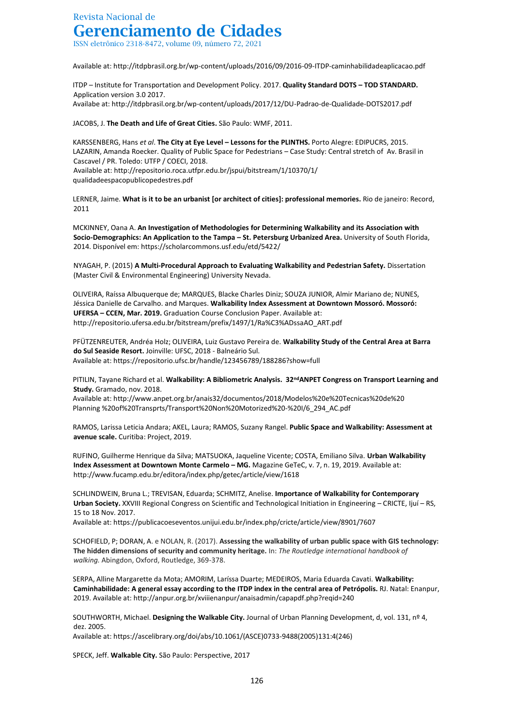Available at: http://itdpbrasil.org.br/wp-content/uploads/2016/09/2016-09-ITDP-caminhabilidadeaplicacao.pdf

ITDP – Institute for Transportation and Development Policy. 2017. **Quality Standard DOTS – TOD STANDARD.** Application version 3.0 2017.
Availabe at: http://itdpbrasil.org.br/wp-content/uploads/2017/12/DU-Padrao-de-Qualidade-DOTS2017.pdf

JACOBS, J. **The Death and Life of Great Cities.** São Paulo: WMF, 2011.

KARSSENBERG, Hans *et al*. **The City at Eye Level – Lessons for the PLINTHS.** Porto Alegre: EDIPUCRS, 2015.
LAZARIN, Amanda Roecker. Quality of Public Space for Pedestrians – Case Study: Central stretch of Av. Brasil in Cascavel / PR. Toledo: UTFP / COECI, 2018.
Available at: http://repositorio.roca.utfpr.edu.br/jspui/bitstream/1/10370/1/qualidadeespacopublicopedestres.pdf

LERNER, Jaime. **What is it to be an urbanist [or architect of cities]: professional memories.** Rio de janeiro: Record, 2011

MCKINNEY, Oana A. **An Investigation of Methodologies for Determining Walkability and its Association with Socio-Demographics: An Application to the Tampa – St. Petersburg Urbanized Area.** University of South Florida, 2014. Disponível em: https://scholarcommons.usf.edu/etd/5422/

NYAGAH, P. (2015) **A Multi-Procedural Approach to Evaluating Walkability and Pedestrian Safety.** Dissertation (Master Civil & Environmental Engineering) University Nevada.

OLIVEIRA, Raíssa Albuquerque de; MARQUES, Blacke Charles Diniz; SOUZA JUNIOR, Almir Mariano de; NUNES, Jéssica Danielle de Carvalho. and Marques. **Walkability Index Assessment at Downtown Mossoró. Mossoró: UFERSA – CCEN, Mar. 2019.** Graduation Course Conclusion Paper. Available at: http://repositorio.ufersa.edu.br/bitstream/prefix/1497/1/Ra%C3%ADssaAO_ART.pdf

PFÜTZENREUTER, Andréa Holz; OLIVEIRA, Luiz Gustavo Pereira de. **Walkability Study of the Central Area at Barra do Sul Seaside Resort.** Joinville: UFSC, 2018 - Balneário Sul.
Available at: https://repositorio.ufsc.br/handle/123456789/188286?show=full

PITILIN, Tayane Richard et al. **Walkability: A Bibliometric Analysis. 32ndANPET Congress on Transport Learning and Study.** Gramado, nov. 2018.
Available at: http://www.anpet.org.br/anais32/documentos/2018/Modelos%20e%20Tecnicas%20de%20 Planning %20of%20Transprts/Transport%20Non%20Motorized%20-%20I/6_294_AC.pdf

RAMOS, Larissa Leticia Andara; AKEL, Laura; RAMOS, Suzany Rangel. **Public Space and Walkability: Assessment at avenue scale.** Curitiba: Project, 2019.

RUFINO, Guilherme Henrique da Silva; MATSUOKA, Jaqueline Vicente; COSTA, Emiliano Silva. **Urban Walkability Index Assessment at Downtown Monte Carmelo – MG.** Magazine GeTeC, v. 7, n. 19, 2019. Available at: http://www.fucamp.edu.br/editora/index.php/getec/article/view/1618

SCHLINDWEIN, Bruna L.; TREVISAN, Eduarda; SCHMITZ, Anelise. **Importance of Walkability for Contemporary Urban Society.** XXVIII Regional Congress on Scientific and Technological Initiation in Engineering – CRICTE, Ijuí – RS, 15 to 18 Nov. 2017.
Available at: https://publicacoeseventos.unijui.edu.br/index.php/cricte/article/view/8901/7607

SCHOFIELD, P; DORAN, A. e NOLAN, R. (2017). **Assessing the walkability of urban public space with GIS technology: The hidden dimensions of security and community heritage.** In: *The Routledge international handbook of walking.* Abingdon, Oxford, Routledge, 369-378.

SERPA, Alline Margarette da Mota; AMORIM, Laríssa Duarte; MEDEIROS, Maria Eduarda Cavati. **Walkability: Caminhabilidade: A general essay according to the ITDP index in the central area of Petrópolis.** RJ. Natal: Enanpur, 2019. Available at: http://anpur.org.br/xviiienanpur/anaisadmin/capapdf.php?reqid=240

SOUTHWORTH, Michael. **Designing the Walkable City.** Journal of Urban Planning Development, d, vol. 131, nº 4, dez. 2005.
Available at: https://ascelibrary.org/doi/abs/10.1061/(ASCE)0733-9488(2005)131:4(246)

SPECK, Jeff. **Walkable City.** São Paulo: Perspective, 2017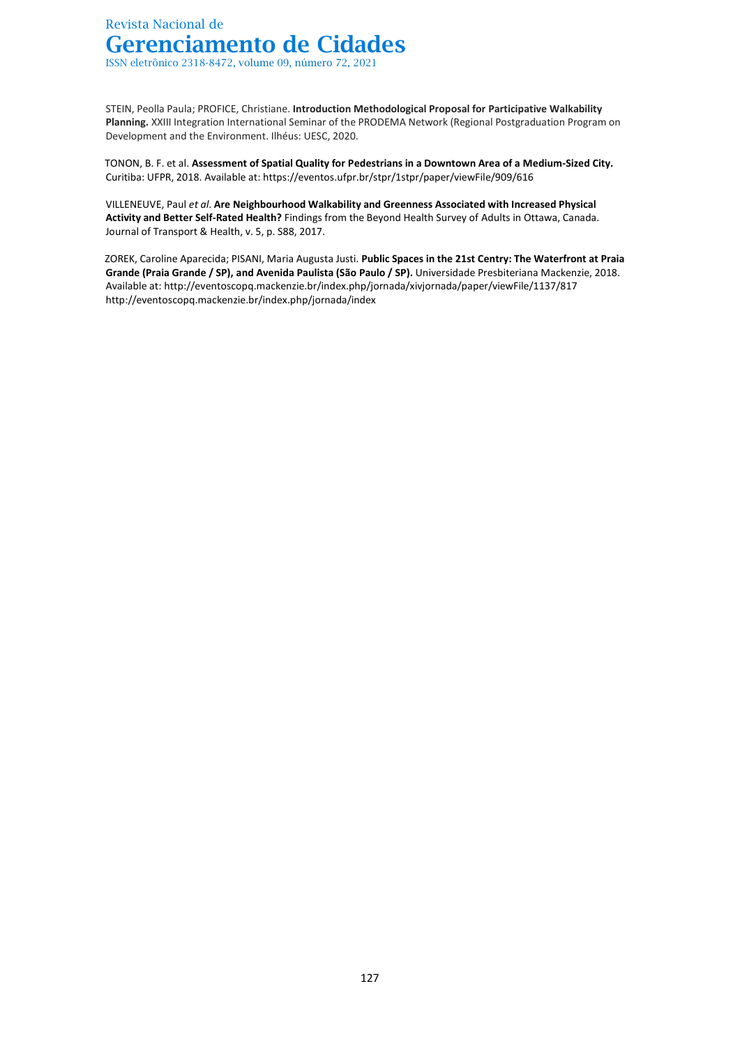STEIN, Peolla Paula; PROFICE, Christiane. **Introduction Methodological Proposal for Participative Walkability Planning.** XXIII Integration International Seminar of the PRODEMA Network (Regional Postgraduation Program on Development and the Environment. Ilhéus: UESC, 2020.

TONON, B. F. et al. **Assessment of Spatial Quality for Pedestrians in a Downtown Area of a Medium-Sized City.** Curitiba: UFPR, 2018. Available at: https://eventos.ufpr.br/stpr/1stpr/paper/viewFile/909/616

VILLENEUVE, Paul *et al*. **Are Neighbourhood Walkability and Greenness Associated with Increased Physical Activity and Better Self-Rated Health?** Findings from the Beyond Health Survey of Adults in Ottawa, Canada. Journal of Transport & Health, v. 5, p. S88, 2017.

ZOREK, Caroline Aparecida; PISANI, Maria Augusta Justi. **Public Spaces in the 21st Centry: The Waterfront at Praia Grande (Praia Grande / SP), and Avenida Paulista (São Paulo / SP).** Universidade Presbiteriana Mackenzie, 2018. Available at: http://eventoscopq.mackenzie.br/index.php/jornada/xivjornada/paper/viewFile/1137/817 http://eventoscopq.mackenzie.br/index.php/jornada/index